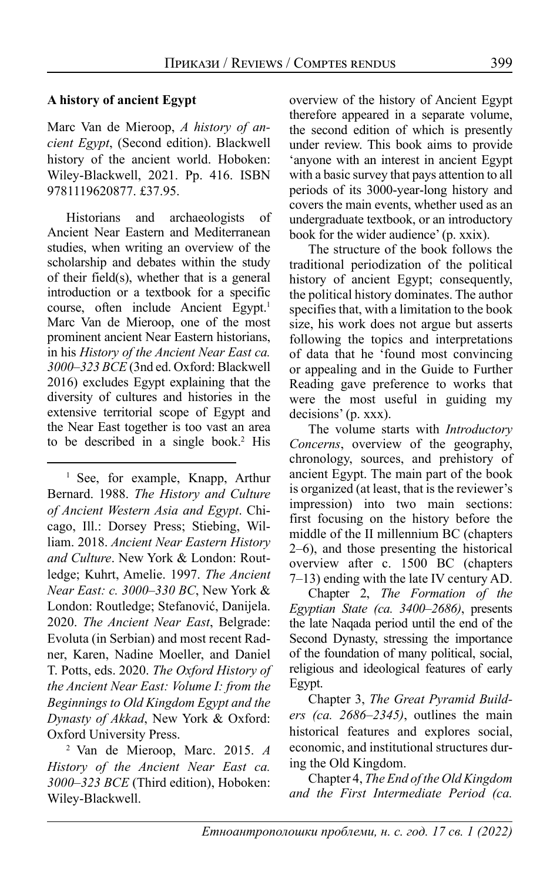**A history of ancient Egypt**

Marc Van de Mieroop, *A history of ancient Egypt*, (Second edition). Blackwell history of the ancient world. Hoboken: Wiley-Blackwell, 2021. Pp. 416. ISBN 9781119620877. £37.95.

Historians and archaeologists of Ancient Near Eastern and Mediterranean studies, when writing an overview of the scholarship and debates within the study of their field(s), whether that is a general introduction or a textbook for a specific course, often include Ancient Egypt.[1] Marc Van de Mieroop, one of the most prominent ancient Near Eastern historians, in his *History of the Ancient Near East ca. 3000–323 BCE* (3nd ed. Oxford: Blackwell 2016) excludes Egypt explaining that the diversity of cultures and histories in the extensive territorial scope of Egypt and the Near East together is too vast an area to be described in a single book.[2] His overview of the history of Ancient Egypt therefore appeared in a separate volume, the second edition of which is presently under review. This book aims to provide 'anyone with an interest in ancient Egypt with a basic survey that pays attention to all periods of its 3000-year-long history and covers the main events, whether used as an undergraduate textbook, or an introductory book for the wider audience' (p. xxix).

The structure of the book follows the traditional periodization of the political history of ancient Egypt; consequently, the political history dominates. The author specifies that, with a limitation to the book size, his work does not argue but asserts following the topics and interpretations of data that he 'found most convincing or appealing and in the Guide to Further Reading gave preference to works that were the most useful in guiding my decisions' (p. xxx).

The volume starts with *Introductory Concerns*, overview of the geography, chronology, sources, and prehistory of ancient Egypt. The main part of the book is organized (at least, that is the reviewer's impression) into two main sections: first focusing on the history before the middle of the II millennium BC (chapters 2–6), and those presenting the historical overview after c. 1500 BC (chapters 7–13) ending with the late IV century AD.

Chapter 2, *The Formation of the Egyptian State (ca. 3400–2686)*, presents the late Naqada period until the end of the Second Dynasty, stressing the importance of the foundation of many political, social, religious and ideological features of early Egypt.

Chapter 3, *The Great Pyramid Builders (ca. 2686–2345)*, outlines the main historical features and explores social, economic, and institutional structures during the Old Kingdom.

Chapter 4, *The End of the Old Kingdom and the First Intermediate Period (ca.*

---

[1] See, for example, Knapp, Arthur Bernard. 1988. *The History and Culture of Ancient Western Asia and Egypt*. Chicago, Ill.: Dorsey Press; Stiebing, William. 2018. *Ancient Near Eastern History and Culture*. New York & London: Routledge; Kuhrt, Amelie. 1997. *The Ancient Near East: c. 3000–330 BC*, New York & London: Routledge; Stefanović, Danijela. 2020. *The Ancient Near East*, Belgrade: Evoluta (in Serbian) and most recent Radner, Karen, Nadine Moeller, and Daniel T. Potts, eds. 2020. *The Oxford History of the Ancient Near East: Volume I: from the Beginnings to Old Kingdom Egypt and the Dynasty of Akkad*, New York & Oxford: Oxford University Press.

[2] Van de Mieroop, Marc. 2015. *A History of the Ancient Near East ca. 3000–323 BCE* (Third edition), Hoboken: Wiley-Blackwell.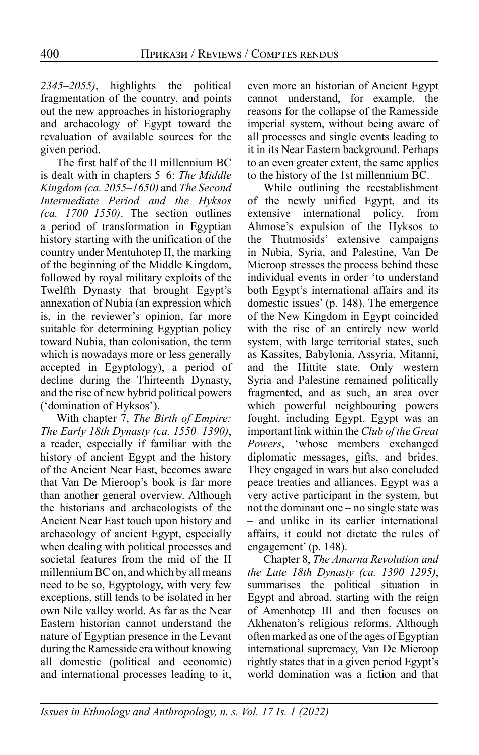*2345–2055)*, highlights the political fragmentation of the country, and points out the new approaches in historiography and archaeology of Egypt toward the revaluation of available sources for the given period.

The first half of the II millennium BC is dealt with in chapters 5–6: *The Middle Kingdom (ca. 2055–1650)* and *The Second Intermediate Period and the Hyksos (ca. 1700–1550)*. The section outlines a period of transformation in Egyptian history starting with the unification of the country under Mentuhotep II, the marking of the beginning of the Middle Kingdom, followed by royal military exploits of the Twelfth Dynasty that brought Egypt's annexation of Nubia (an expression which is, in the reviewer's opinion, far more suitable for determining Egyptian policy toward Nubia, than colonisation, the term which is nowadays more or less generally accepted in Egyptology), a period of decline during the Thirteenth Dynasty, and the rise of new hybrid political powers ('domination of Hyksos').

With chapter 7, *The Birth of Empire: The Early 18th Dynasty (ca. 1550–1390)*, a reader, especially if familiar with the history of ancient Egypt and the history of the Ancient Near East, becomes aware that Van De Mieroop's book is far more than another general overview. Although the historians and archaeologists of the Ancient Near East touch upon history and archaeology of ancient Egypt, especially when dealing with political processes and societal features from the mid of the II millennium BC on, and which by all means need to be so, Egyptology, with very few exceptions, still tends to be isolated in her own Nile valley world. As far as the Near Eastern historian cannot understand the nature of Egyptian presence in the Levant during the Ramesside era without knowing all domestic (political and economic) and international processes leading to it, even more an historian of Ancient Egypt cannot understand, for example, the reasons for the collapse of the Ramesside imperial system, without being aware of all processes and single events leading to it in its Near Eastern background. Perhaps to an even greater extent, the same applies to the history of the 1st millennium BC.

While outlining the reestablishment of the newly unified Egypt, and its extensive international policy, from Ahmose's expulsion of the Hyksos to the Thutmosids' extensive campaigns in Nubia, Syria, and Palestine, Van De Mieroop stresses the process behind these individual events in order 'to understand both Egypt's international affairs and its domestic issues' (p. 148). The emergence of the New Kingdom in Egypt coincided with the rise of an entirely new world system, with large territorial states, such as Kassites, Babylonia, Assyria, Mitanni, and the Hittite state. Only western Syria and Palestine remained politically fragmented, and as such, an area over which powerful neighbouring powers fought, including Egypt. Egypt was an important link within the *Club of the Great Powers*, 'whose members exchanged diplomatic messages, gifts, and brides. They engaged in wars but also concluded peace treaties and alliances. Egypt was a very active participant in the system, but not the dominant one – no single state was – and unlike in its earlier international affairs, it could not dictate the rules of engagement' (p. 148).

Chapter 8, *The Amarna Revolution and the Late 18th Dynasty (ca. 1390–1295)*, summarises the political situation in Egypt and abroad, starting with the reign of Amenhotep III and then focuses on Akhenaton's religious reforms. Although often marked as one of the ages of Egyptian international supremacy, Van De Mieroop rightly states that in a given period Egypt's world domination was a fiction and that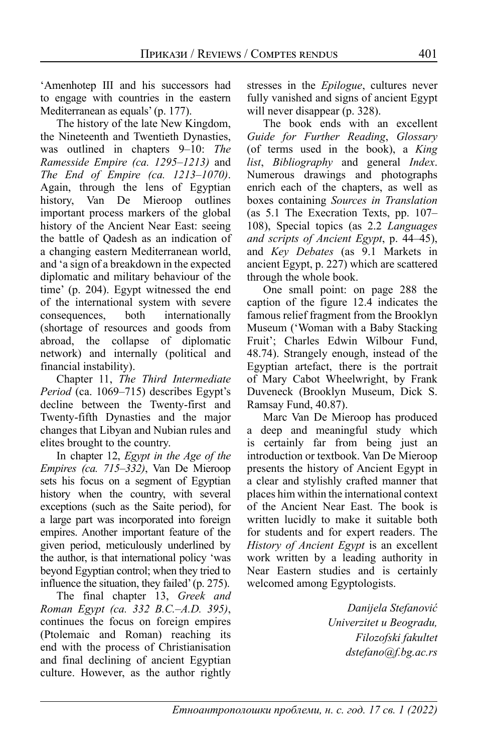'Amenhotep III and his successors had to engage with countries in the eastern Mediterranean as equals' (p. 177).

The history of the late New Kingdom, the Nineteenth and Twentieth Dynasties, was outlined in chapters 9–10: *The Ramesside Empire (ca. 1295–1213)* and *The End of Empire (ca. 1213–1070)*. Again, through the lens of Egyptian history, Van De Mieroop outlines important process markers of the global history of the Ancient Near East: seeing the battle of Qadesh as an indication of a changing eastern Mediterranean world, and 'a sign of a breakdown in the expected diplomatic and military behaviour of the time' (p. 204). Egypt witnessed the end of the international system with severe consequences, both internationally (shortage of resources and goods from abroad, the collapse of diplomatic network) and internally (political and financial instability).

Chapter 11, *The Third Intermediate Period* (ca. 1069–715) describes Egypt's decline between the Twenty-first and Twenty-fifth Dynasties and the major changes that Libyan and Nubian rules and elites brought to the country.

In chapter 12, *Egypt in the Age of the Empires (ca. 715–332)*, Van De Mieroop sets his focus on a segment of Egyptian history when the country, with several exceptions (such as the Saite period), for a large part was incorporated into foreign empires. Another important feature of the given period, meticulously underlined by the author, is that international policy 'was beyond Egyptian control; when they tried to influence the situation, they failed' (p. 275).

The final chapter 13, *Greek and Roman Egypt (ca. 332 B.C.–A.D. 395)*, continues the focus on foreign empires (Ptolemaic and Roman) reaching its end with the process of Christianisation and final declining of ancient Egyptian culture. However, as the author rightly stresses in the *Epilogue*, cultures never fully vanished and signs of ancient Egypt will never disappear (p. 328).

The book ends with an excellent *Guide for Further Reading*, *Glossary* (of terms used in the book), a *King list*, *Bibliography* and general *Index*. Numerous drawings and photographs enrich each of the chapters, as well as boxes containing *Sources in Translation* (as 5.1 The Execration Texts, pp. 107–108), Special topics (as 2.2 *Languages and scripts of Ancient Egypt*, p. 44–45), and *Key Debates* (as 9.1 Markets in ancient Egypt, p. 227) which are scattered through the whole book.

One small point: on page 288 the caption of the figure 12.4 indicates the famous relief fragment from the Brooklyn Museum ('Woman with a Baby Stacking Fruit'; Charles Edwin Wilbour Fund, 48.74). Strangely enough, instead of the Egyptian artefact, there is the portrait of Mary Cabot Wheelwright, by Frank Duveneck (Brooklyn Museum, Dick S. Ramsay Fund, 40.87).

Marc Van De Mieroop has produced a deep and meaningful study which is certainly far from being just an introduction or textbook. Van De Mieroop presents the history of Ancient Egypt in a clear and stylishly crafted manner that places him within the international context of the Ancient Near East. The book is written lucidly to make it suitable both for students and for expert readers. The *History of Ancient Egypt* is an excellent work written by a leading authority in Near Eastern studies and is certainly welcomed among Egyptologists.

*Danijela Stefanović*
*Univerzitet u Beogradu,*
*Filozofski fakultet*
*dstefano@f.bg.ac.rs*